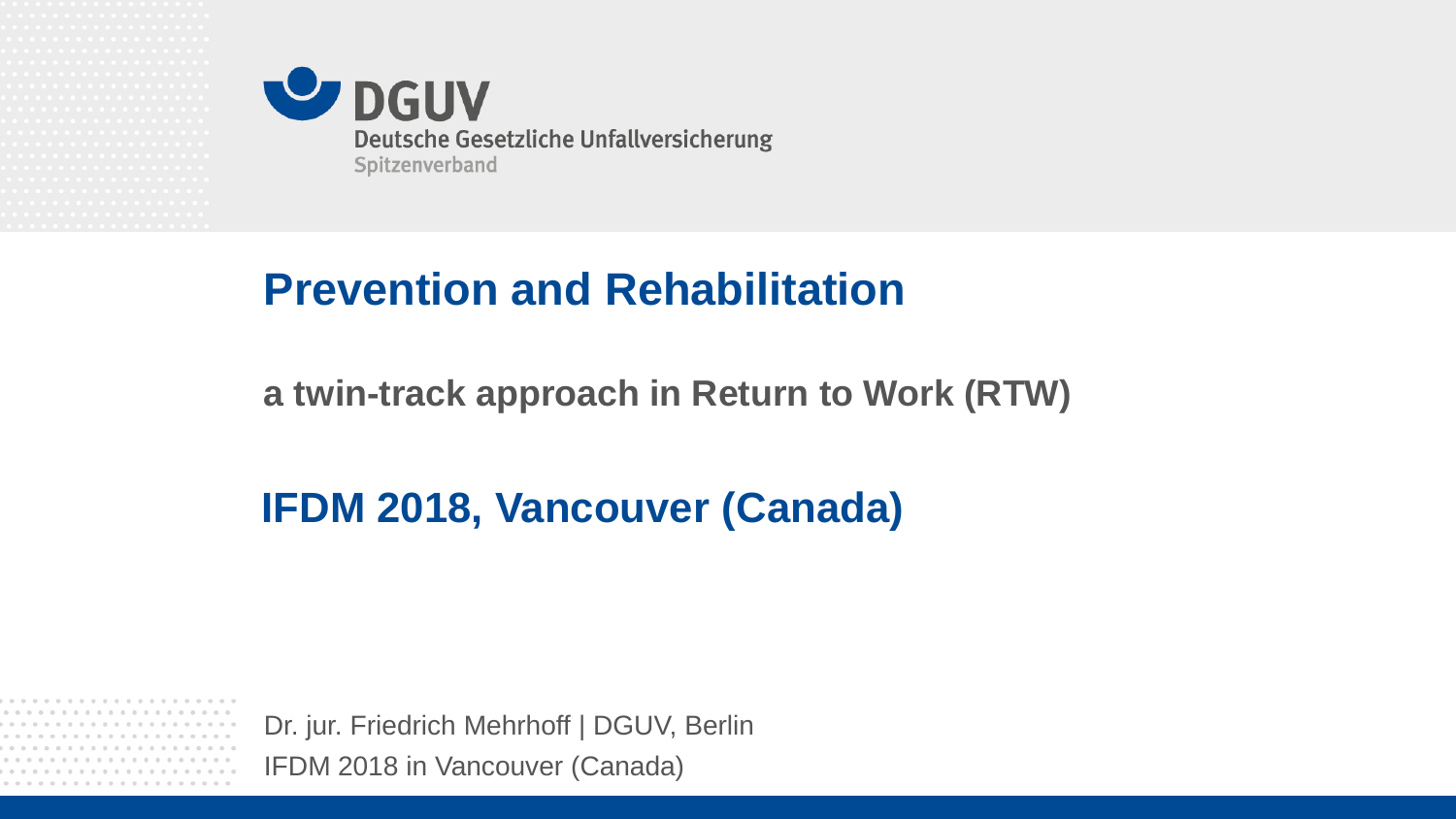DGUV

Deutsche Gesetzliche Unfallversicherung

Spitzenverband

# Prevention and Rehabilitation

## a twin-track approach in Return to Work (RTW)

## IFDM 2018, Vancouver (Canada)

Dr. jur. Friedrich Mehrhoff | DGUV, Berlin

IFDM 2018 in Vancouver (Canada)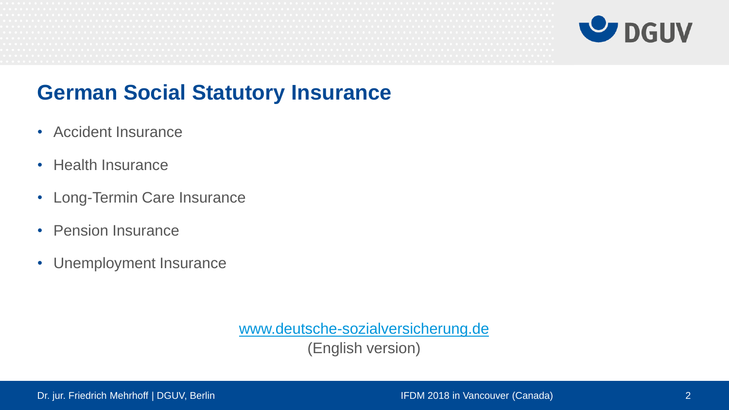# German Social Statutory Insurance

- Accident Insurance
- Health Insurance
- Long-Termin Care Insurance
- Pension Insurance
- Unemployment Insurance

www.deutsche-sozialversicherung.de
(English version)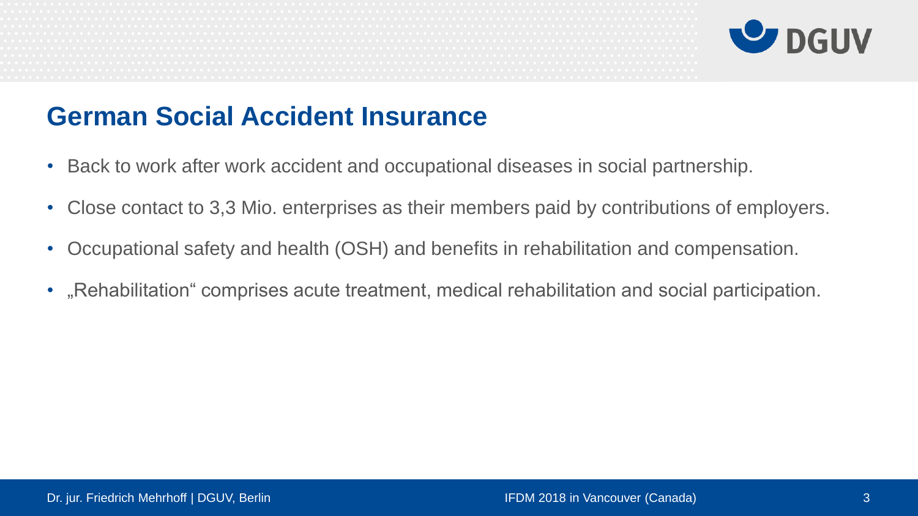## German Social Accident Insurance

- Back to work after work accident and occupational diseases in social partnership.
- Close contact to 3,3 Mio. enterprises as their members paid by contributions of employers.
- Occupational safety and health (OSH) and benefits in rehabilitation and compensation.
- „Rehabilitation“ comprises acute treatment, medical rehabilitation and social participation.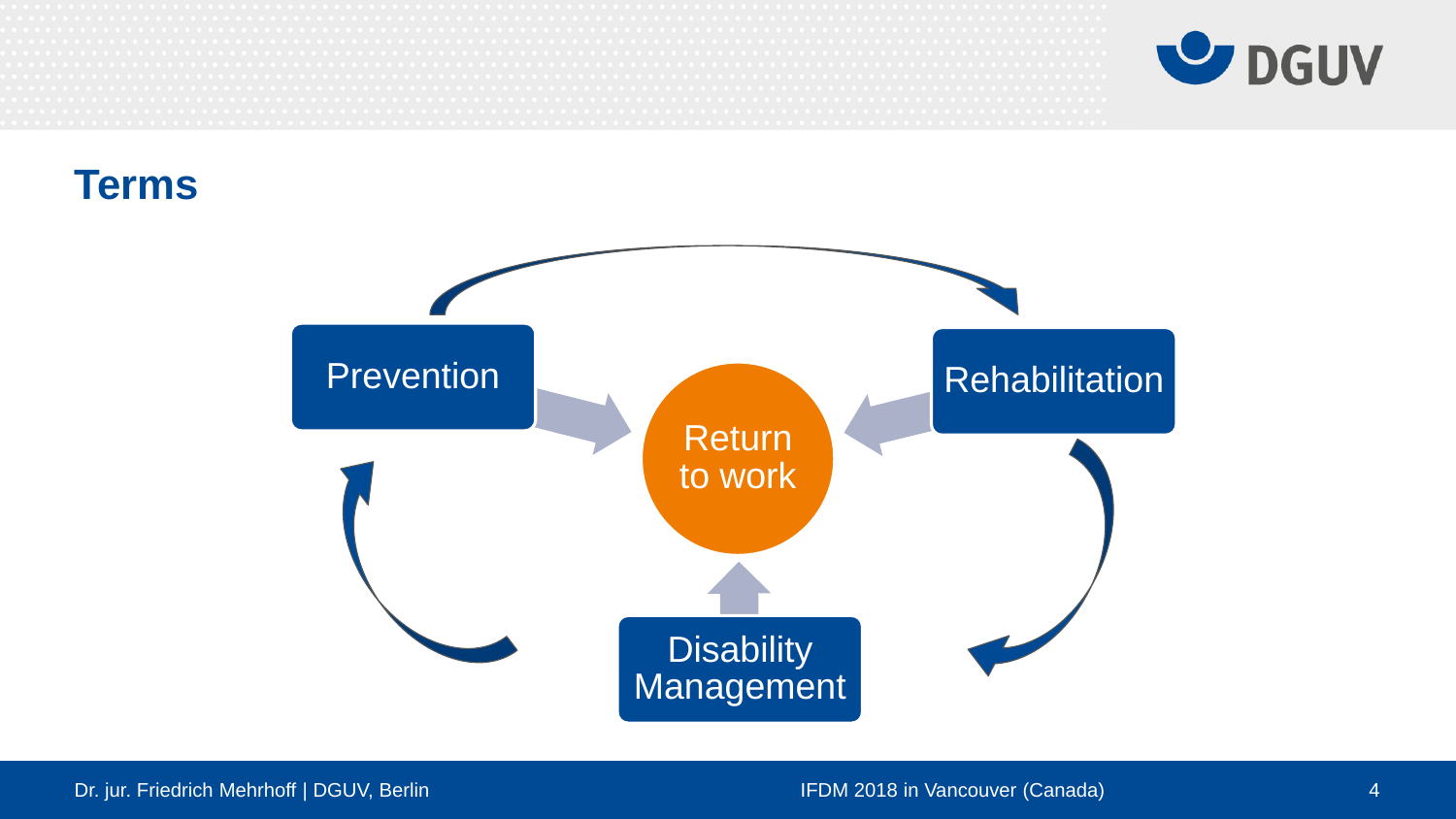## Terms

Prevention

Return to work

Rehabilitation

Disability Management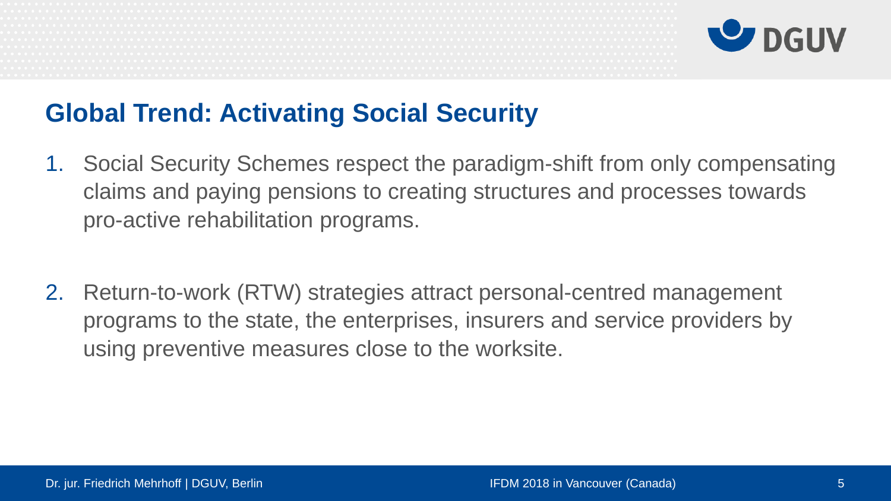## Global Trend: Activating Social Security

1. Social Security Schemes respect the paradigm-shift from only compensating claims and paying pensions to creating structures and processes towards pro-active rehabilitation programs.

2. Return-to-work (RTW) strategies attract personal-centred management programs to the state, the enterprises, insurers and service providers by using preventive measures close to the worksite.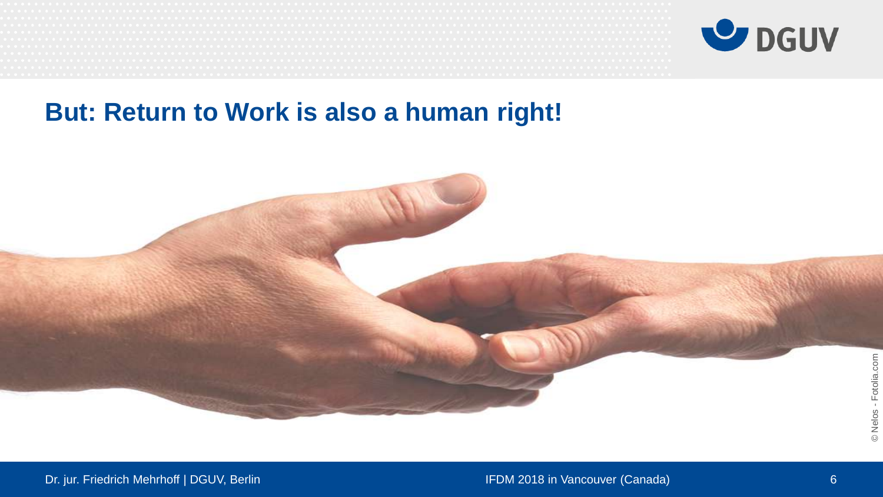## But: Return to Work is also a human right!

© Nelos - Fotolia.com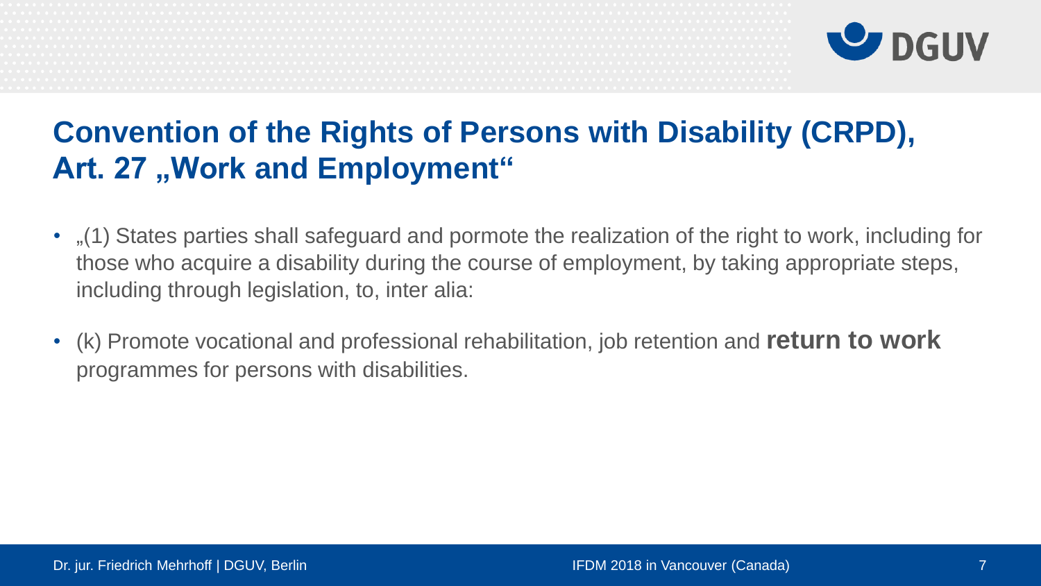# Convention of the Rights of Persons with Disability (CRPD), Art. 27 „Work and Employment“

- „(1) States parties shall safeguard and pormote the realization of the right to work, including for those who acquire a disability during the course of employment, by taking appropriate steps, including through legislation, to, inter alia:
- (k) Promote vocational and professional rehabilitation, job retention and **return to work** programmes for persons with disabilities.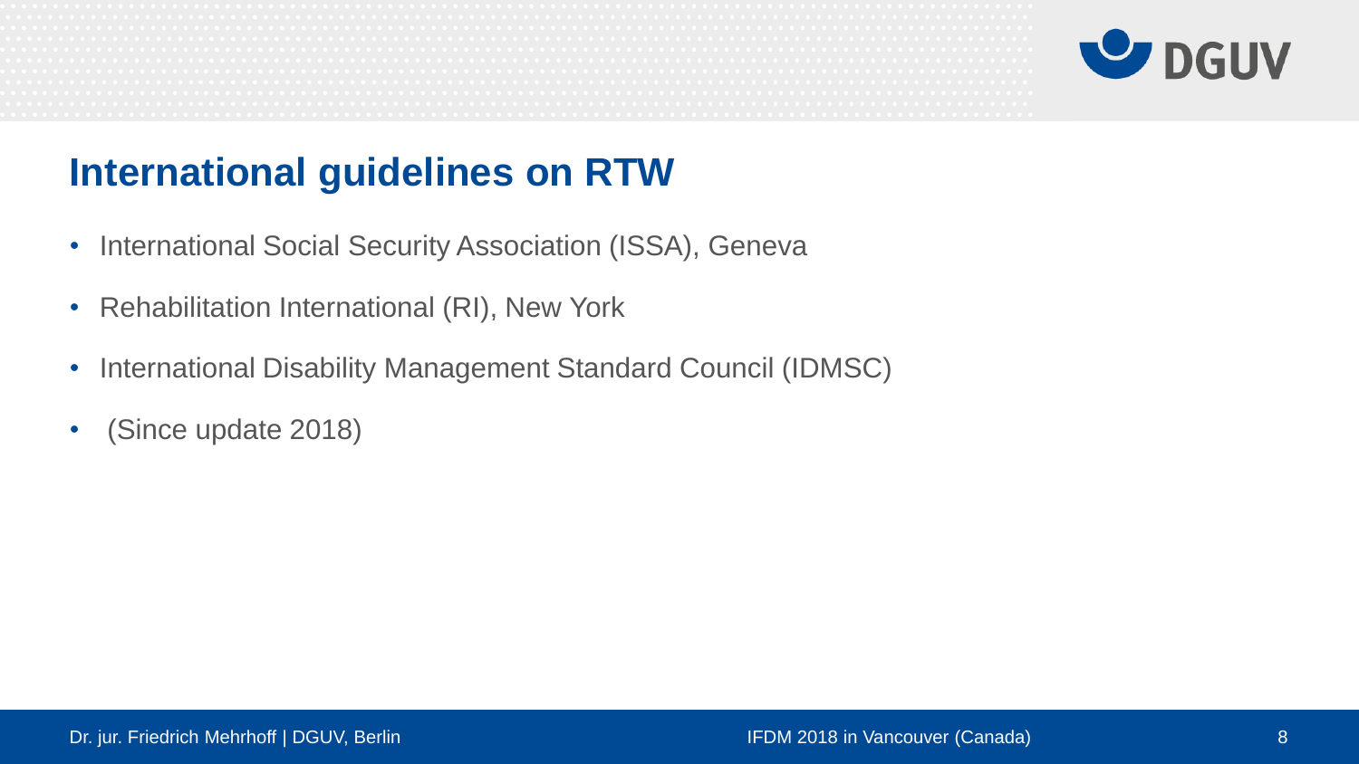## International guidelines on RTW

- International Social Security Association (ISSA), Geneva
- Rehabilitation International (RI), New York
- International Disability Management Standard Council (IDMSC)
- (Since update 2018)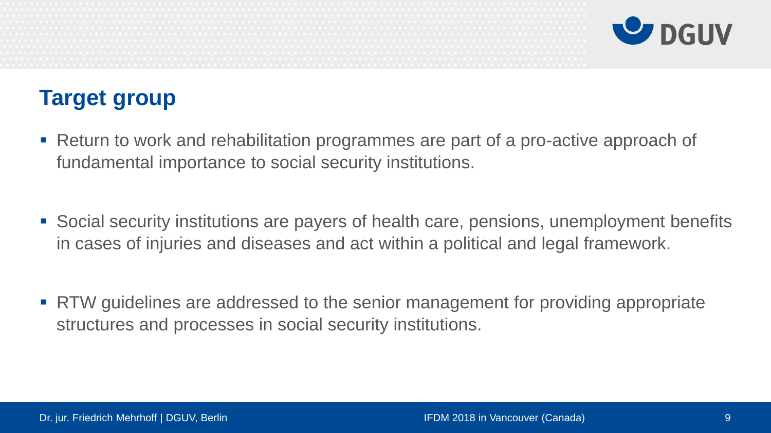## Target group

- Return to work and rehabilitation programmes are part of a pro-active approach of fundamental importance to social security institutions.
- Social security institutions are payers of health care, pensions, unemployment benefits in cases of injuries and diseases and act within a political and legal framework.
- RTW guidelines are addressed to the senior management for providing appropriate structures and processes in social security institutions.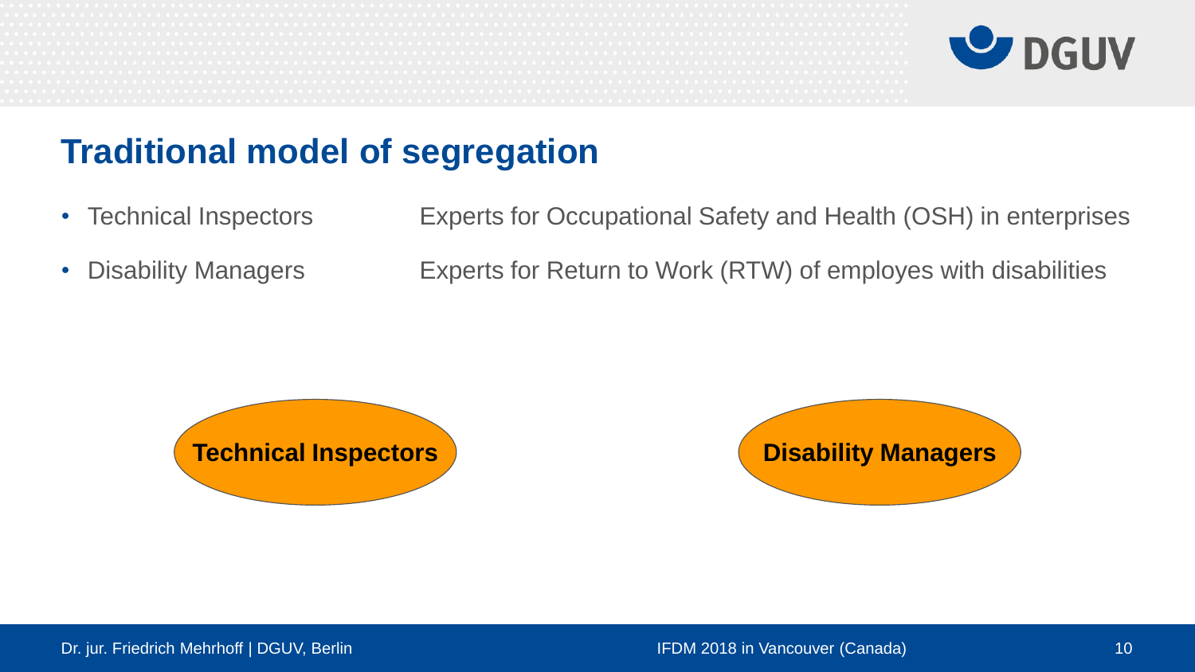# Traditional model of segregation

- Technical Inspectors — Experts for Occupational Safety and Health (OSH) in enterprises
- Disability Managers — Experts for Return to Work (RTW) of employes with disabilities

**Technical Inspectors**

**Disability Managers**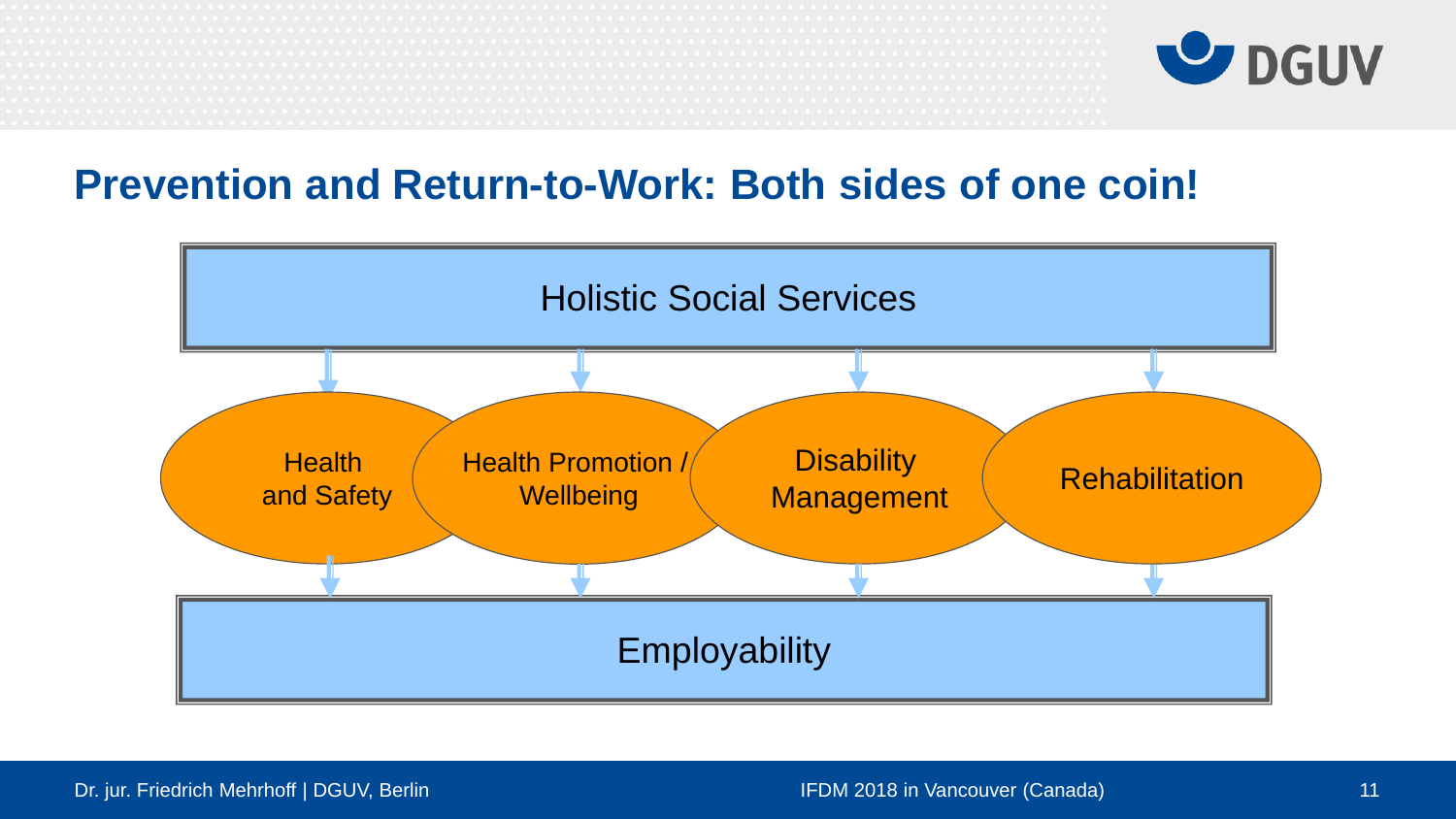## Prevention and Return-to-Work: Both sides of one coin!

Holistic Social Services

- Health and Safety
- Health Promotion / Wellbeing
- Disability Management
- Rehabilitation

Employability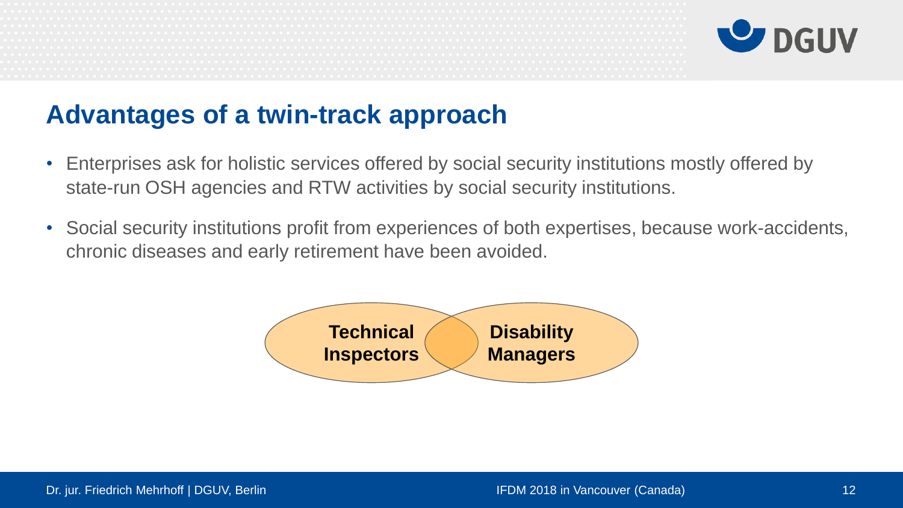## Advantages of a twin-track approach

- Enterprises ask for holistic services offered by social security institutions mostly offered by state-run OSH agencies and RTW activities by social security institutions.
- Social security institutions profit from experiences of both expertises, because work-accidents, chronic diseases and early retirement have been avoided.

**Technical Inspectors** | **Disability Managers**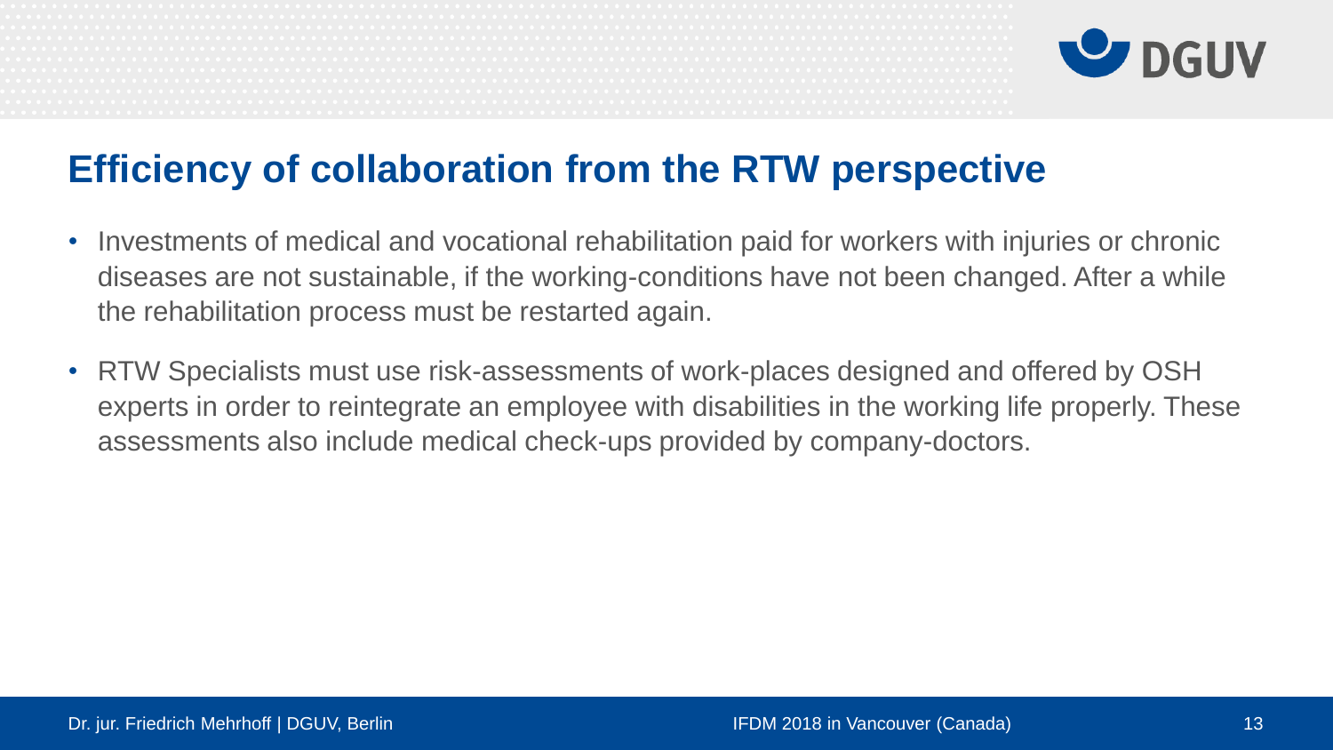## Efficiency of collaboration from the RTW perspective

- Investments of medical and vocational rehabilitation paid for workers with injuries or chronic diseases are not sustainable, if the working-conditions have not been changed. After a while the rehabilitation process must be restarted again.
- RTW Specialists must use risk-assessments of work-places designed and offered by OSH experts in order to reintegrate an employee with disabilities in the working life properly. These assessments also include medical check-ups provided by company-doctors.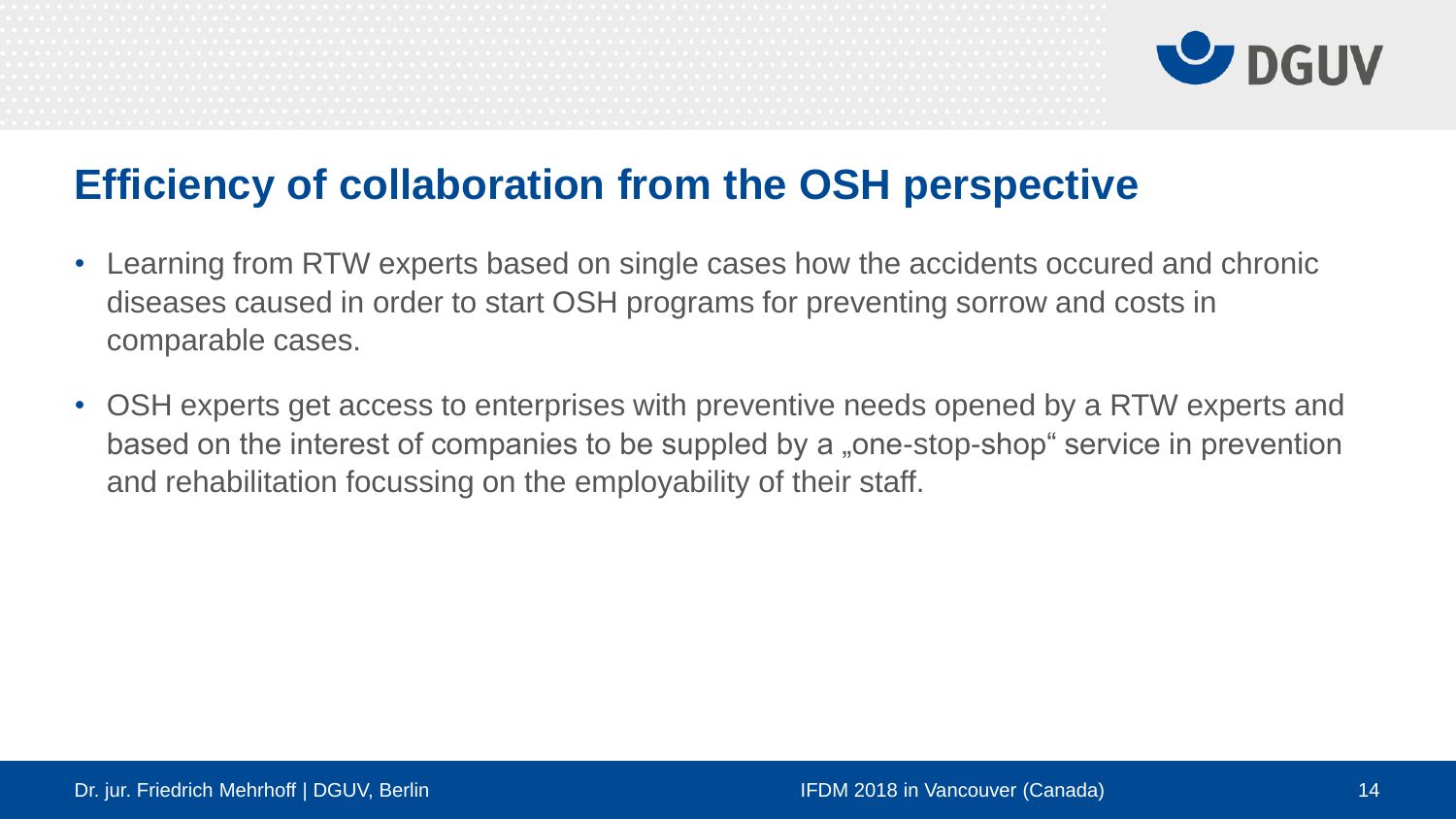## Efficiency of collaboration from the OSH perspective

- Learning from RTW experts based on single cases how the accidents occured and chronic diseases caused in order to start OSH programs for preventing sorrow and costs in comparable cases.
- OSH experts get access to enterprises with preventive needs opened by a RTW experts and based on the interest of companies to be suppled by a „one-stop-shop“ service in prevention and rehabilitation focussing on the employability of their staff.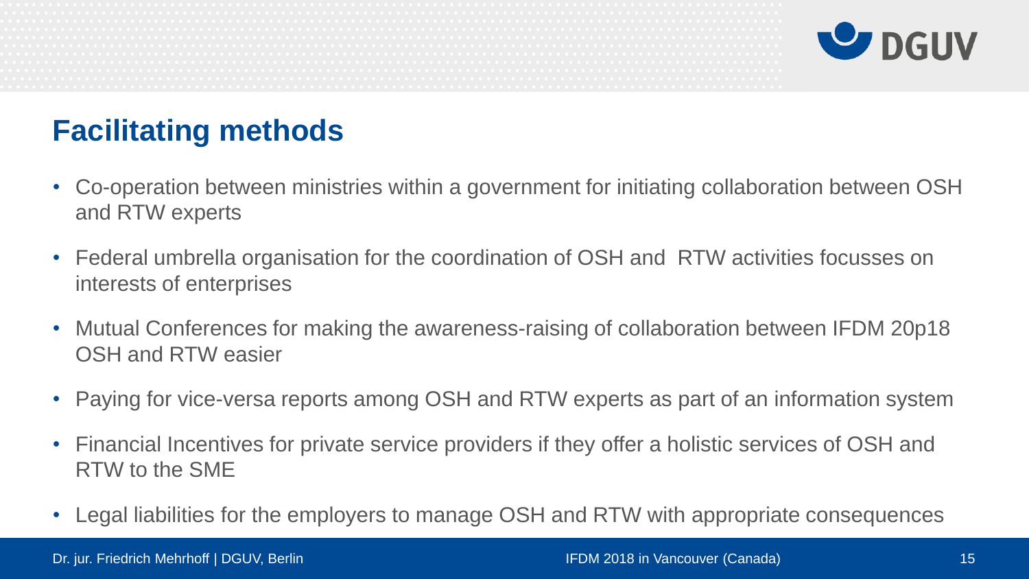## Facilitating methods

- Co-operation between ministries within a government for initiating collaboration between OSH and RTW experts
- Federal umbrella organisation for the coordination of OSH and  RTW activities focusses on interests of enterprises
- Mutual Conferences for making the awareness-raising of collaboration between IFDM 20p18 OSH and RTW easier
- Paying for vice-versa reports among OSH and RTW experts as part of an information system
- Financial Incentives for private service providers if they offer a holistic services of OSH and RTW to the SME
- Legal liabilities for the employers to manage OSH and RTW with appropriate consequences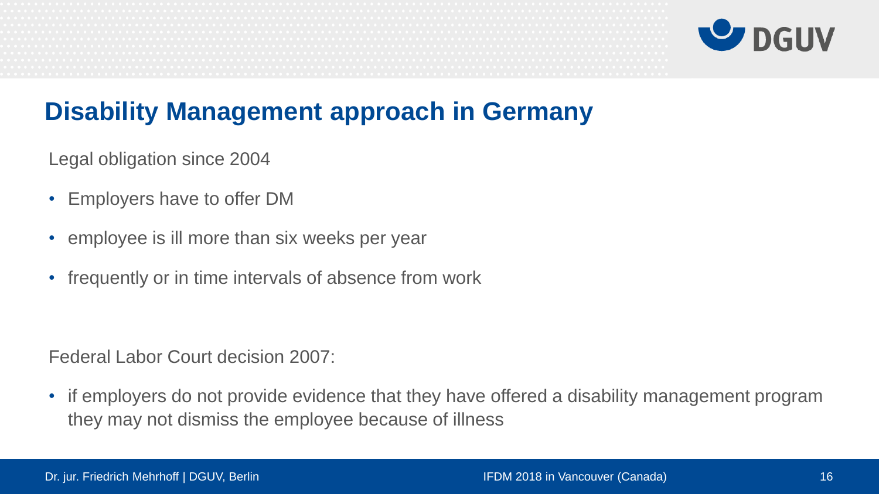# Disability Management approach in Germany

Legal obligation since 2004

- Employers have to offer DM
- employee is ill more than six weeks per year
- frequently or in time intervals of absence from work

Federal Labor Court decision 2007:

- if employers do not provide evidence that they have offered a disability management program they may not dismiss the employee because of illness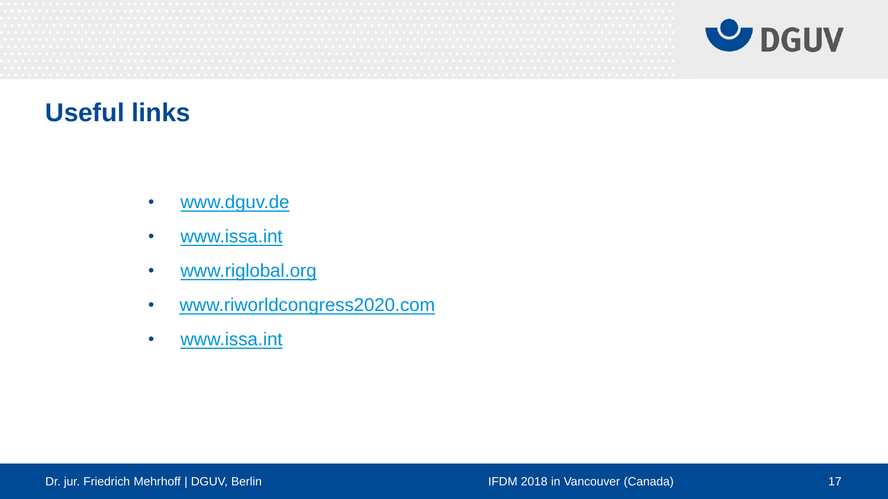# Useful links

- www.dguv.de
- www.issa.int
- www.riglobal.org
- www.riworldcongress2020.com
- www.issa.int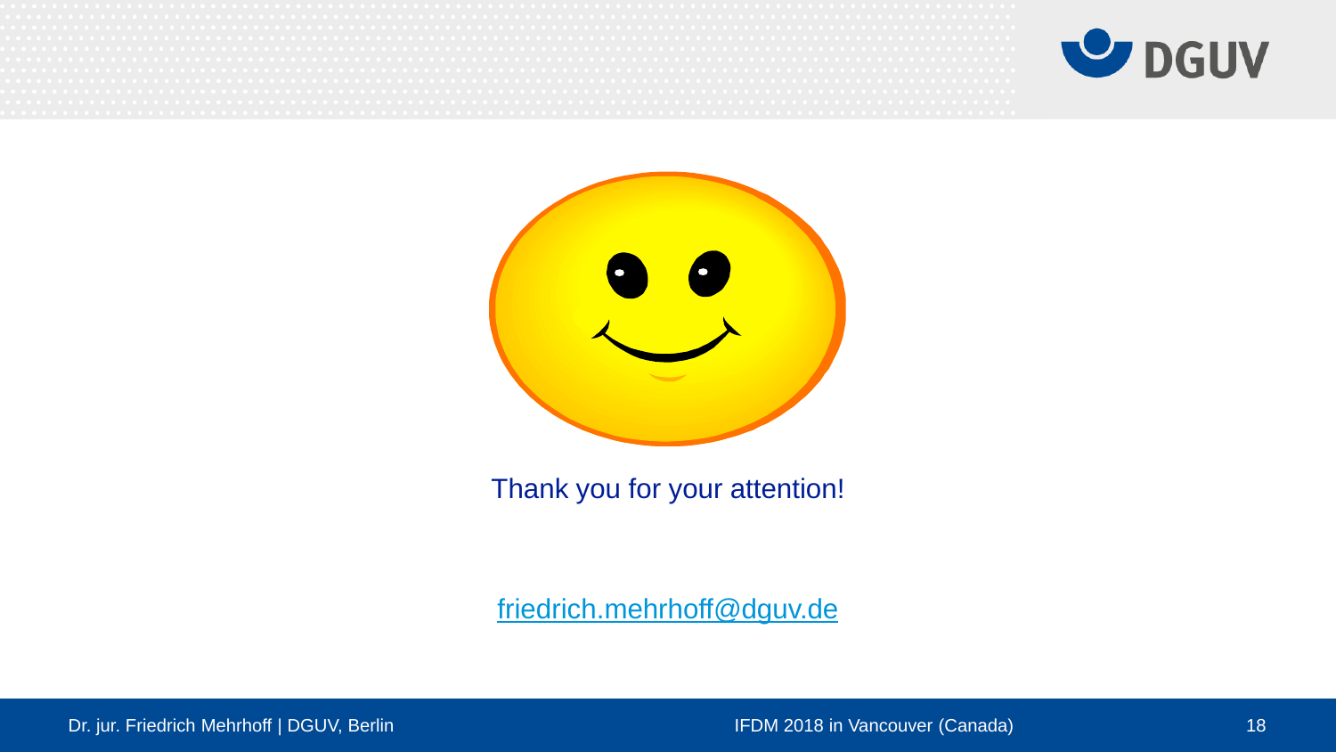Thank you for your attention!

friedrich.mehrhoff@dguv.de